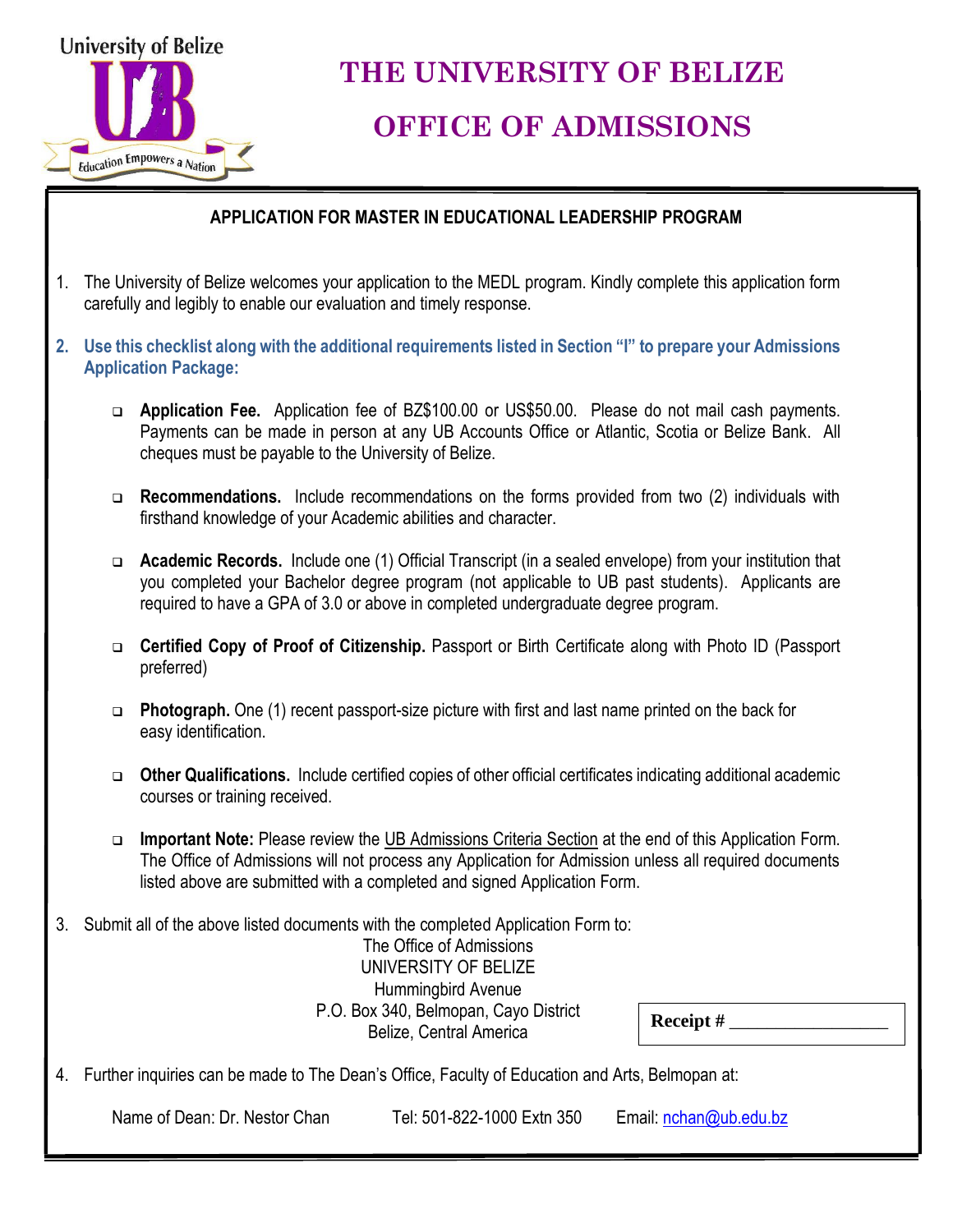University of Belize

Education Empowers a Nation

# THE UNIVERSITY OF BELIZE

# OFFICE OF ADMISSIONS

## APPLICATION FOR MASTER IN EDUCATIONAL LEADERSHIP PROGRAM

1. The University of Belize welcomes your application to the MEDL program. Kindly complete this application form carefully and legibly to enable our evaluation and timely response.

2. **Use this checklist along with the additional requirements listed in Section "I" to prepare your Admissions Application Package:**

   - **Application Fee.** Application fee of BZ$100.00 or US$50.00. Please do not mail cash payments. Payments can be made in person at any UB Accounts Office or Atlantic, Scotia or Belize Bank. All cheques must be payable to the University of Belize.

   - **Recommendations.** Include recommendations on the forms provided from two (2) individuals with firsthand knowledge of your Academic abilities and character.

   - **Academic Records.** Include one (1) Official Transcript (in a sealed envelope) from your institution that you completed your Bachelor degree program (not applicable to UB past students). Applicants are required to have a GPA of 3.0 or above in completed undergraduate degree program.

   - **Certified Copy of Proof of Citizenship.** Passport or Birth Certificate along with Photo ID (Passport preferred)

   - **Photograph.** One (1) recent passport-size picture with first and last name printed on the back for easy identification.

   - **Other Qualifications.** Include certified copies of other official certificates indicating additional academic courses or training received.

   - **Important Note:** Please review the UB Admissions Criteria Section at the end of this Application Form. The Office of Admissions will not process any Application for Admission unless all required documents listed above are submitted with a completed and signed Application Form.

3. Submit all of the above listed documents with the completed Application Form to:

   The Office of Admissions
   UNIVERSITY OF BELIZE
   Hummingbird Avenue
   P.O. Box 340, Belmopan, Cayo District
   Belize, Central America

   **Receipt #** _________________

4. Further inquiries can be made to The Dean's Office, Faculty of Education and Arts, Belmopan at:

   Name of Dean: Dr. Nestor Chan    Tel: 501-822-1000 Extn 350    Email: nchan@ub.edu.bz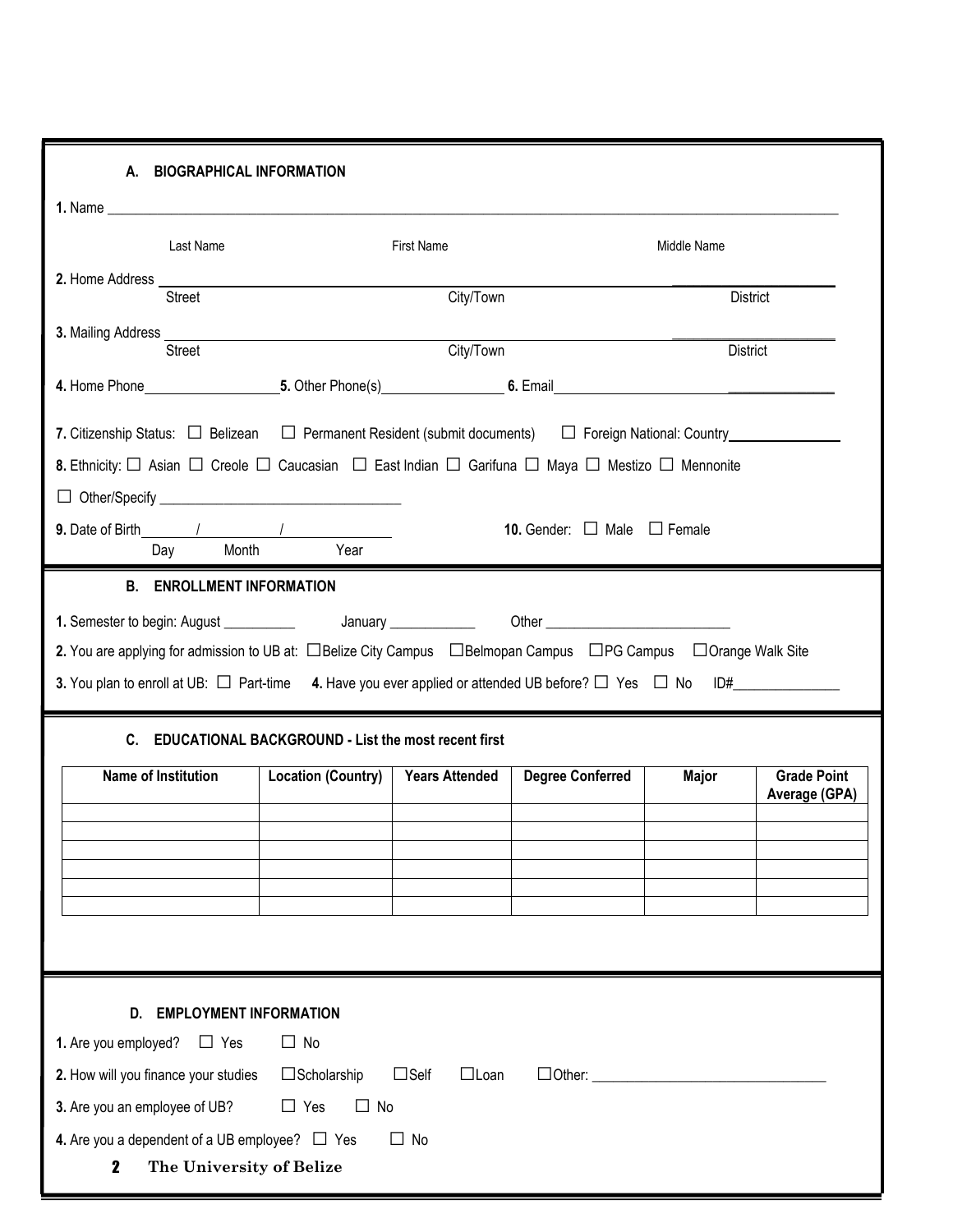### A. BIOGRAPHICAL INFORMATION

**1.** Name ______________________________________________

Last Name First Name Middle Name

**2.** Home Address ______________________________________________

Street City/Town District

**3.** Mailing Address ______________________________________________

Street City/Town District

**4.** Home Phone__________________ **5.** Other Phone(s)________________ **6.** Email______________________

**7.** Citizenship Status: ☐ Belizean ☐ Permanent Resident (submit documents) ☐ Foreign National: Country______________

**8.** Ethnicity: ☐ Asian ☐ Creole ☐ Caucasian ☐ East Indian ☐ Garifuna ☐ Maya ☐ Mestizo ☐ Mennonite

☐ Other/Specify ________________________________

**9.** Date of Birth_______/__________/______________

Day Month Year

**10.** Gender: ☐ Male ☐ Female

### B. ENROLLMENT INFORMATION

**1.** Semester to begin: August __________ January ____________ Other __________________________

**2.** You are applying for admission to UB at: ☐Belize City Campus ☐Belmopan Campus ☐PG Campus ☐Orange Walk Site

**3.** You plan to enroll at UB: ☐ Part-time **4.** Have you ever applied or attended UB before? ☐ Yes ☐ No ID#______________

### C. EDUCATIONAL BACKGROUND - List the most recent first

| Name of Institution | Location (Country) | Years Attended | Degree Conferred | Major | Grade Point Average (GPA) |
|---|---|---|---|---|---|
| | | | | | |
| | | | | | |
| | | | | | |
| | | | | | |
| | | | | | |
| | | | | | |

### D. EMPLOYMENT INFORMATION

**1.** Are you employed? ☐ Yes ☐ No

**2.** How will you finance your studies ☐Scholarship ☐Self ☐Loan ☐Other: ______________________________

**3.** Are you an employee of UB? ☐ Yes ☐ No

**4.** Are you a dependent of a UB employee? ☐ Yes ☐ No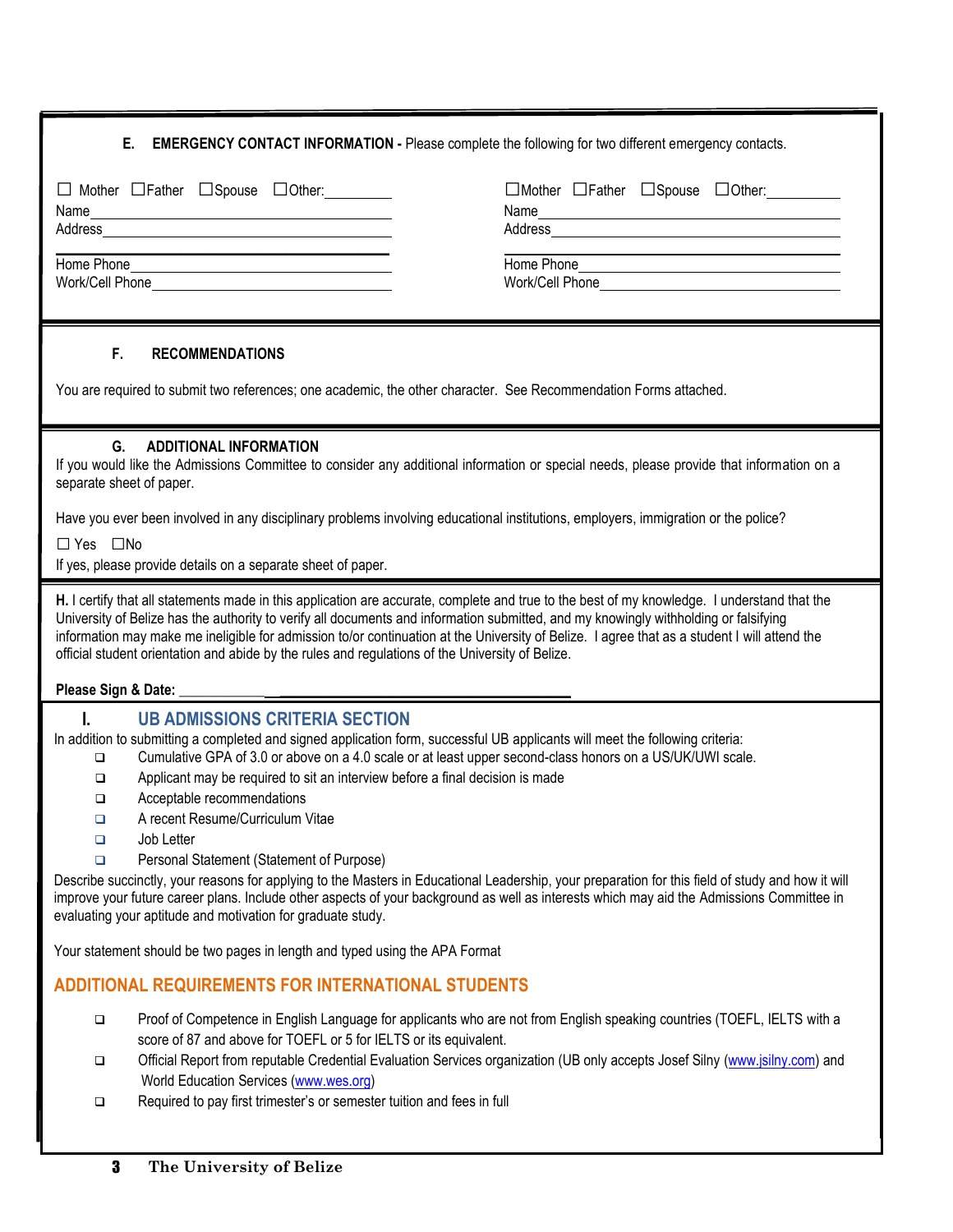### E. EMERGENCY CONTACT INFORMATION - Please complete the following for two different emergency contacts.

☐ Mother ☐Father ☐Spouse ☐Other:__________
Name______________________________________
Address____________________________________
___________________________________________
Home Phone_________________________________
Work/Cell Phone______________________________

☐Mother ☐Father ☐Spouse ☐Other:__________
Name______________________________________
Address____________________________________
___________________________________________
Home Phone_________________________________
Work/Cell Phone______________________________

### F. RECOMMENDATIONS

You are required to submit two references; one academic, the other character. See Recommendation Forms attached.

### G. ADDITIONAL INFORMATION

If you would like the Admissions Committee to consider any additional information or special needs, please provide that information on a separate sheet of paper.

Have you ever been involved in any disciplinary problems involving educational institutions, employers, immigration or the police?

☐ Yes ☐No

If yes, please provide details on a separate sheet of paper.

**H.** I certify that all statements made in this application are accurate, complete and true to the best of my knowledge. I understand that the University of Belize has the authority to verify all documents and information submitted, and my knowingly withholding or falsifying information may make me ineligible for admission to/or continuation at the University of Belize. I agree that as a student I will attend the official student orientation and abide by the rules and regulations of the University of Belize.

**Please Sign & Date:** ____________________________________________

## I. UB ADMISSIONS CRITERIA SECTION

In addition to submitting a completed and signed application form, successful UB applicants will meet the following criteria:

- ❑ Cumulative GPA of 3.0 or above on a 4.0 scale or at least upper second-class honors on a US/UK/UWI scale.
- ❑ Applicant may be required to sit an interview before a final decision is made
- ❑ Acceptable recommendations
- ❑ A recent Resume/Curriculum Vitae
- ❑ Job Letter
- ❑ Personal Statement (Statement of Purpose)

Describe succinctly, your reasons for applying to the Masters in Educational Leadership, your preparation for this field of study and how it will improve your future career plans. Include other aspects of your background as well as interests which may aid the Admissions Committee in evaluating your aptitude and motivation for graduate study.

Your statement should be two pages in length and typed using the APA Format

## ADDITIONAL REQUIREMENTS FOR INTERNATIONAL STUDENTS

- ❑ Proof of Competence in English Language for applicants who are not from English speaking countries (TOEFL, IELTS with a score of 87 and above for TOEFL or 5 for IELTS or its equivalent.
- ❑ Official Report from reputable Credential Evaluation Services organization (UB only accepts Josef Silny (www.jsilny.com) and World Education Services (www.wes.org)
- ❑ Required to pay first trimester's or semester tuition and fees in full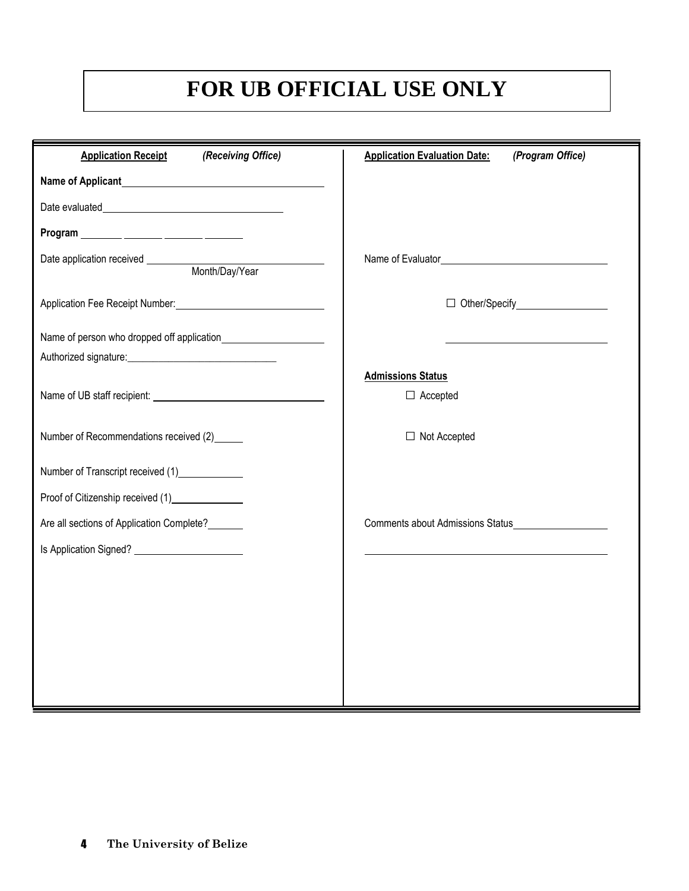# FOR UB OFFICIAL USE ONLY

**Application Receipt** ***(Receiving Office)***

**Name of Applicant** ______________________

Date evaluated ______________________

**Program** _______ _______ _______ _______

Date application received ______________________
Month/Day/Year

Application Fee Receipt Number: ______________________

Name of person who dropped off application ______________________

Authorized signature: ______________________

Name of UB staff recipient: ______________________

Number of Recommendations received (2) _____

Number of Transcript received (1) _____

Proof of Citizenship received (1) _____

Are all sections of Application Complete? _____

Is Application Signed? _____

**Application Evaluation Date:** ***(Program Office)***

Name of Evaluator ______________________

☐ Other/Specify ______________________

______________________

**Admissions Status**

☐ Accepted

☐ Not Accepted

Comments about Admissions Status ______________________

______________________

**The University of Belize**